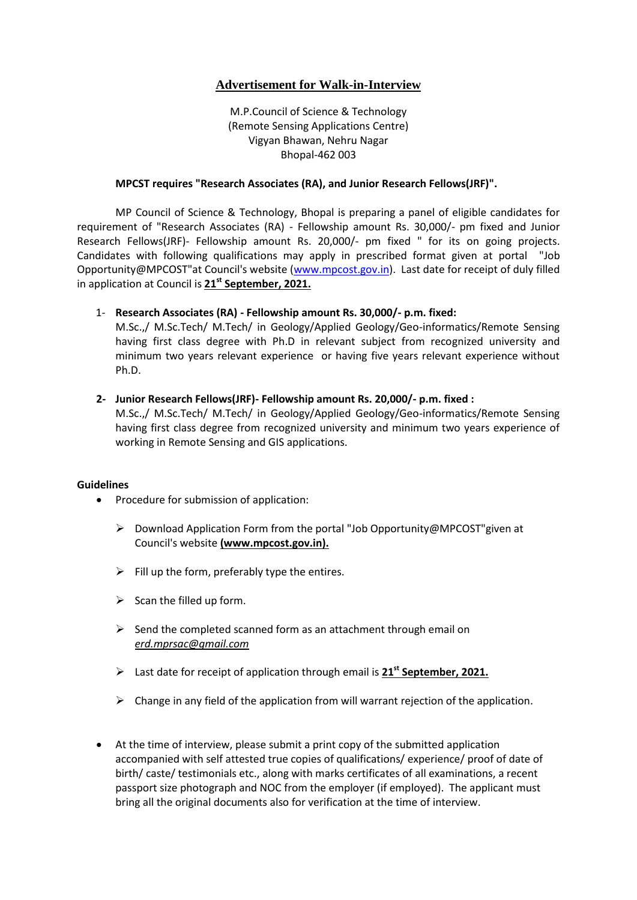# Advertisement for Walk-in-Interview

M.P.Council of Science & Technology
(Remote Sensing Applications Centre)
Vigyan Bhawan, Nehru Nagar
Bhopal-462 003

**MPCST requires "Research Associates (RA), and Junior Research Fellows(JRF)".**

MP Council of Science & Technology, Bhopal is preparing a panel of eligible candidates for requirement of "Research Associates (RA) - Fellowship amount Rs. 30,000/- pm fixed and Junior Research Fellows(JRF)- Fellowship amount Rs. 20,000/- pm fixed " for its on going projects. Candidates with following qualifications may apply in prescribed format given at portal "Job Opportunity@MPCOST"at Council's website (www.mpcost.gov.in). Last date for receipt of duly filled in application at Council is **21st September, 2021.**

1- **Research Associates (RA) - Fellowship amount Rs. 30,000/- p.m. fixed:**
   M.Sc.,/ M.Sc.Tech/ M.Tech/ in Geology/Applied Geology/Geo-informatics/Remote Sensing having first class degree with Ph.D in relevant subject from recognized university and minimum two years relevant experience or having five years relevant experience without Ph.D.

2- **Junior Research Fellows(JRF)- Fellowship amount Rs. 20,000/- p.m. fixed :**
   M.Sc.,/ M.Sc.Tech/ M.Tech/ in Geology/Applied Geology/Geo-informatics/Remote Sensing having first class degree from recognized university and minimum two years experience of working in Remote Sensing and GIS applications.

**Guidelines**

- Procedure for submission of application:
  - Download Application Form from the portal "Job Opportunity@MPCOST"given at Council's website **(www.mpcost.gov.in).**
  - Fill up the form, preferably type the entires.
  - Scan the filled up form.
  - Send the completed scanned form as an attachment through email on *erd.mprsac@gmail.com*
  - Last date for receipt of application through email is **21st September, 2021.**
  - Change in any field of the application from will warrant rejection of the application.
- At the time of interview, please submit a print copy of the submitted application accompanied with self attested true copies of qualifications/ experience/ proof of date of birth/ caste/ testimonials etc., along with marks certificates of all examinations, a recent passport size photograph and NOC from the employer (if employed). The applicant must bring all the original documents also for verification at the time of interview.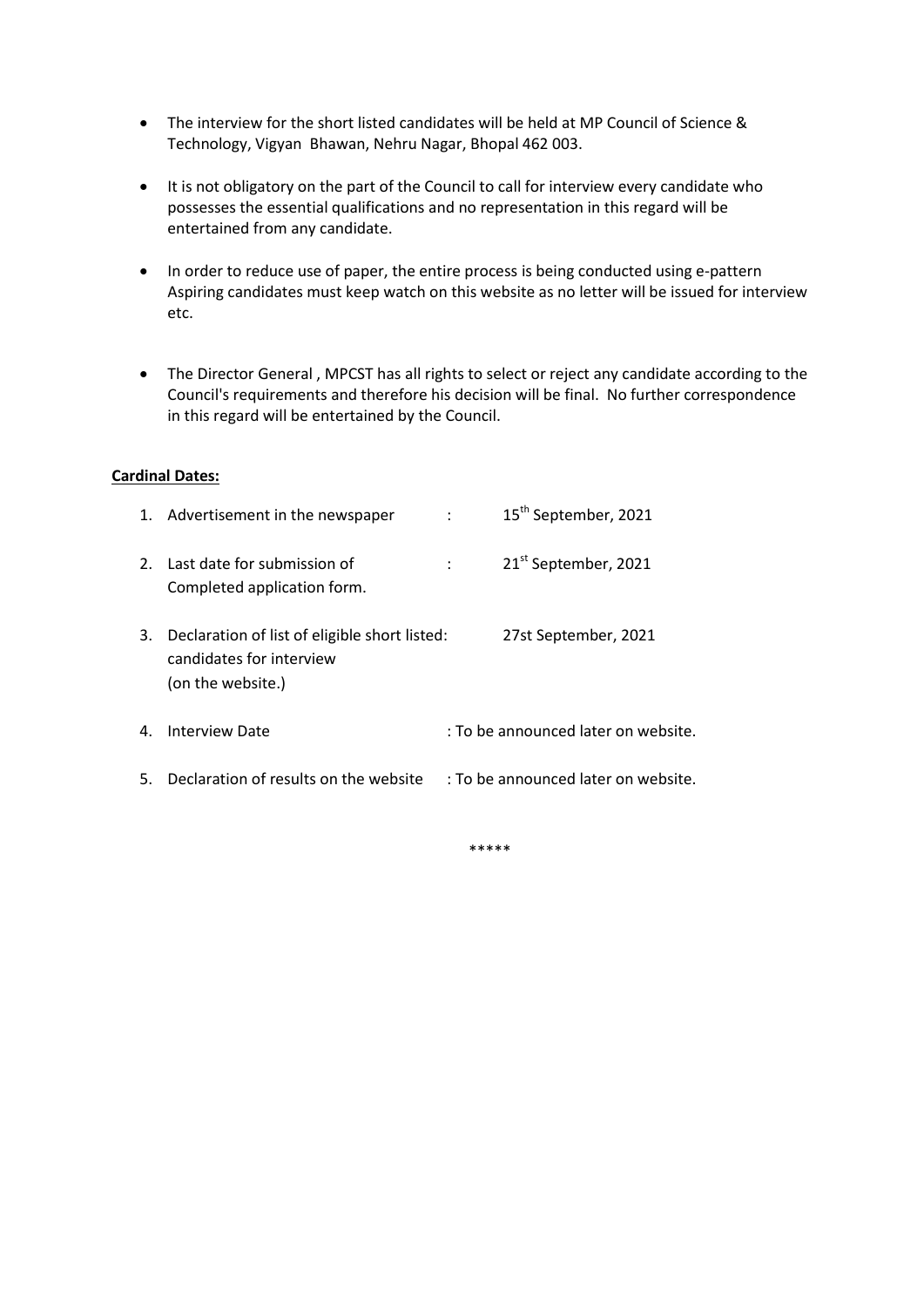- The interview for the short listed candidates will be held at MP Council of Science & Technology, Vigyan Bhawan, Nehru Nagar, Bhopal 462 003.

- It is not obligatory on the part of the Council to call for interview every candidate who possesses the essential qualifications and no representation in this regard will be entertained from any candidate.

- In order to reduce use of paper, the entire process is being conducted using e-pattern Aspiring candidates must keep watch on this website as no letter will be issued for interview etc.

- The Director General , MPCST has all rights to select or reject any candidate according to the Council's requirements and therefore his decision will be final. No further correspondence in this regard will be entertained by the Council.

**Cardinal Dates:**

1. Advertisement in the newspaper : 15th September, 2021
2. Last date for submission of Completed application form. : 21st September, 2021
3. Declaration of list of eligible short listed candidates for interview (on the website.) : 27st September, 2021
4. Interview Date : To be announced later on website.
5. Declaration of results on the website : To be announced later on website.

*****